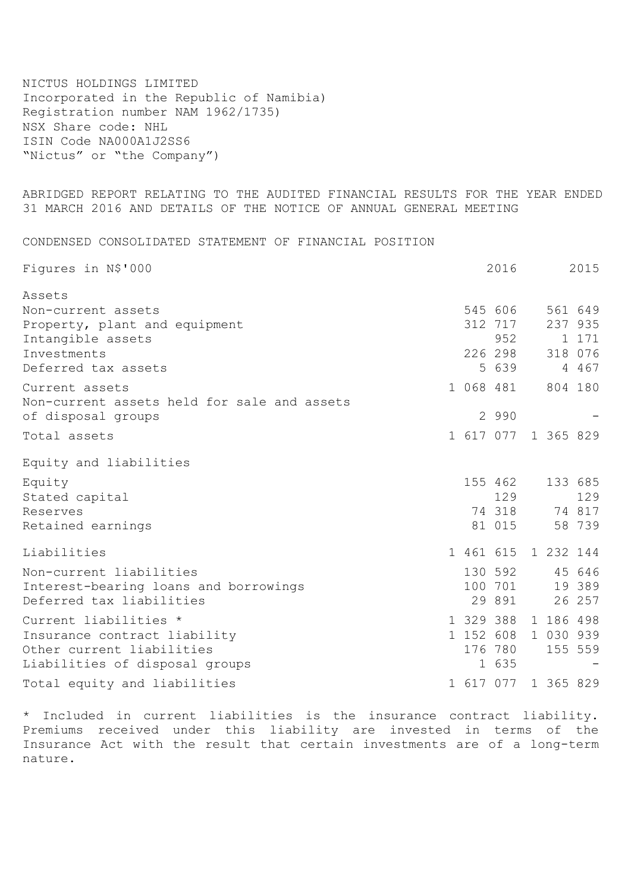NICTUS HOLDINGS LIMITED
Incorporated in the Republic of Namibia)
Registration number NAM 1962/1735)
NSX Share code: NHL
ISIN Code NA000A1J2SS6
"Nictus" or "the Company")

ABRIDGED REPORT RELATING TO THE AUDITED FINANCIAL RESULTS FOR THE YEAR ENDED 31 MARCH 2016 AND DETAILS OF THE NOTICE OF ANNUAL GENERAL MEETING

## CONDENSED CONSOLIDATED STATEMENT OF FINANCIAL POSITION

| Figures in N$'000 | 2016 | 2015 |
|---|---|---|
| **Assets** | | |
| Non-current assets | 545 606 | 561 649 |
| Property, plant and equipment | 312 717 | 237 935 |
| Intangible assets | 952 | 1 171 |
| Investments | 226 298 | 318 076 |
| Deferred tax assets | 5 639 | 4 467 |
| Current assets | 1 068 481 | 804 180 |
| Non-current assets held for sale and assets of disposal groups | 2 990 | - |
| Total assets | 1 617 077 | 1 365 829 |
| **Equity and liabilities** | | |
| Equity | 155 462 | 133 685 |
| Stated capital | 129 | 129 |
| Reserves | 74 318 | 74 817 |
| Retained earnings | 81 015 | 58 739 |
| Liabilities | 1 461 615 | 1 232 144 |
| Non-current liabilities | 130 592 | 45 646 |
| Interest-bearing loans and borrowings | 100 701 | 19 389 |
| Deferred tax liabilities | 29 891 | 26 257 |
| Current liabilities * | 1 329 388 | 1 186 498 |
| Insurance contract liability | 1 152 608 | 1 030 939 |
| Other current liabilities | 176 780 | 155 559 |
| Liabilities of disposal groups | 1 635 | - |
| Total equity and liabilities | 1 617 077 | 1 365 829 |

* Included in current liabilities is the insurance contract liability. Premiums received under this liability are invested in terms of the Insurance Act with the result that certain investments are of a long-term nature.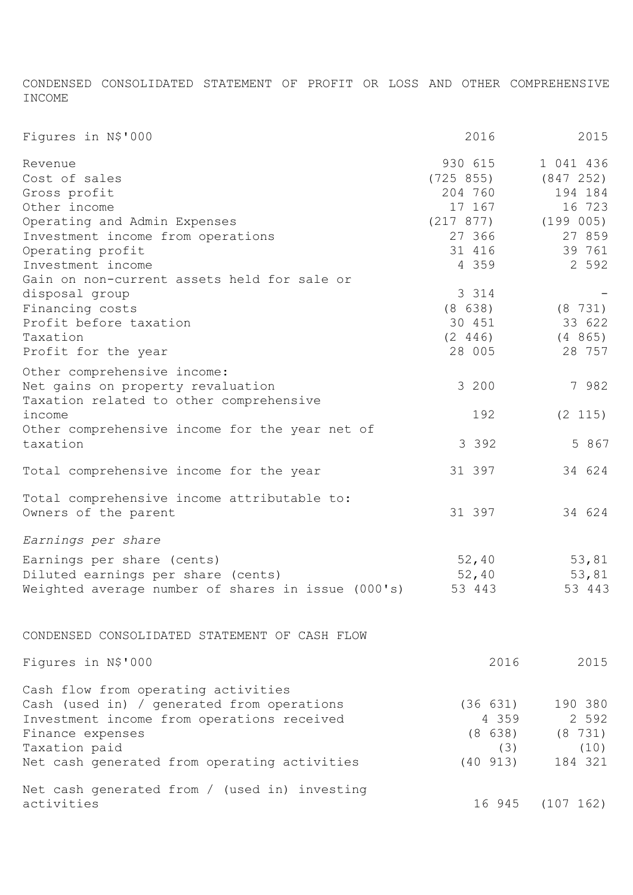## CONDENSED CONSOLIDATED STATEMENT OF PROFIT OR LOSS AND OTHER COMPREHENSIVE INCOME

| Figures in N$'000 | 2016 | 2015 |
|---|---|---|
| Revenue | 930 615 | 1 041 436 |
| Cost of sales | (725 855) | (847 252) |
| Gross profit | 204 760 | 194 184 |
| Other income | 17 167 | 16 723 |
| Operating and Admin Expenses | (217 877) | (199 005) |
| Investment income from operations | 27 366 | 27 859 |
| Operating profit | 31 416 | 39 761 |
| Investment income | 4 359 | 2 592 |
| Gain on non-current assets held for sale or disposal group | 3 314 | - |
| Financing costs | (8 638) | (8 731) |
| Profit before taxation | 30 451 | 33 622 |
| Taxation | (2 446) | (4 865) |
| Profit for the year | 28 005 | 28 757 |
| Other comprehensive income: | | |
| Net gains on property revaluation | 3 200 | 7 982 |
| Taxation related to other comprehensive income | 192 | (2 115) |
| Other comprehensive income for the year net of taxation | 3 392 | 5 867 |
| Total comprehensive income for the year | 31 397 | 34 624 |
| Total comprehensive income attributable to: | | |
| Owners of the parent | 31 397 | 34 624 |
| *Earnings per share* | | |
| Earnings per share (cents) | 52,40 | 53,81 |
| Diluted earnings per share (cents) | 52,40 | 53,81 |
| Weighted average number of shares in issue (000's) | 53 443 | 53 443 |

## CONDENSED CONSOLIDATED STATEMENT OF CASH FLOW

| Figures in N$'000 | 2016 | 2015 |
|---|---|---|
| Cash flow from operating activities | | |
| Cash (used in) / generated from operations | (36 631) | 190 380 |
| Investment income from operations received | 4 359 | 2 592 |
| Finance expenses | (8 638) | (8 731) |
| Taxation paid | (3) | (10) |
| Net cash generated from operating activities | (40 913) | 184 321 |
| Net cash generated from / (used in) investing activities | 16 945 | (107 162) |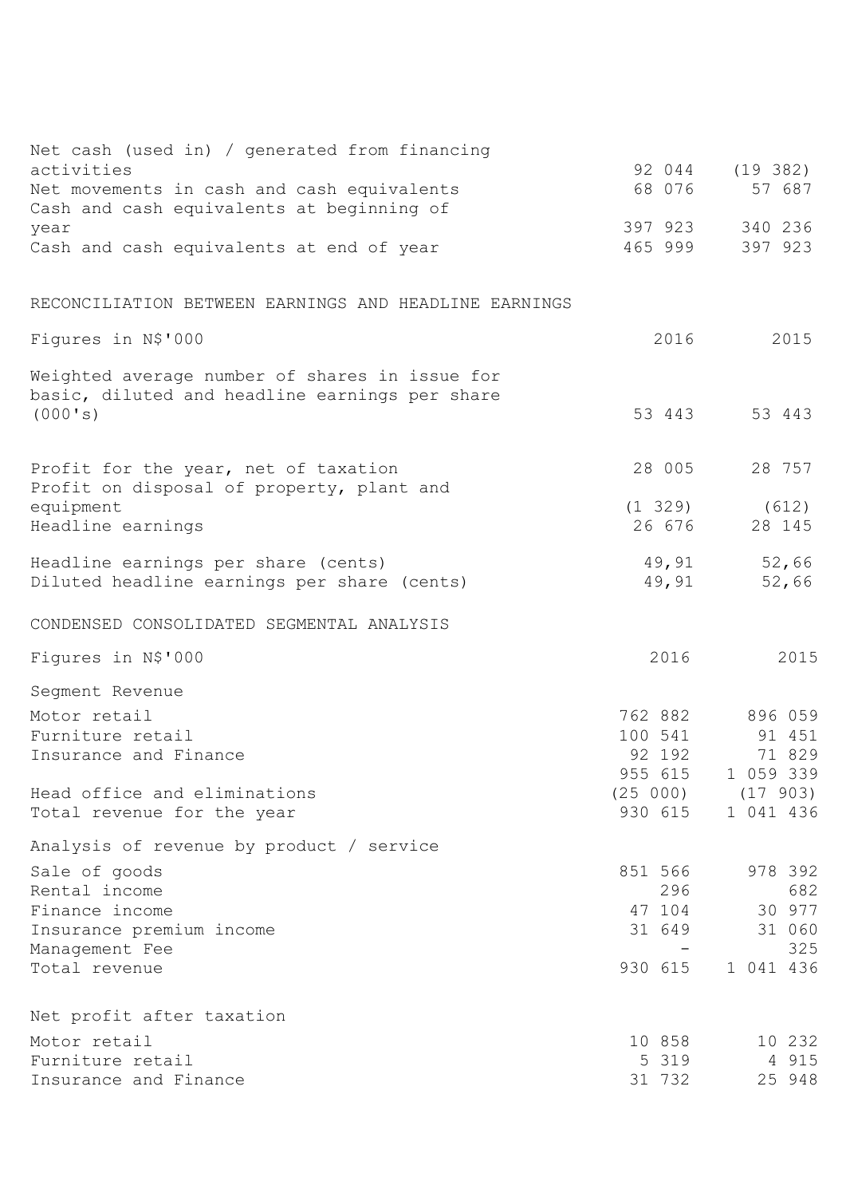| | | |
|---|---|---|
| Net cash (used in) / generated from financing activities | 92 044 | (19 382) |
| Net movements in cash and cash equivalents | 68 076 | 57 687 |
| Cash and cash equivalents at beginning of year | 397 923 | 340 236 |
| Cash and cash equivalents at end of year | 465 999 | 397 923 |

## RECONCILIATION BETWEEN EARNINGS AND HEADLINE EARNINGS

| Figures in N$'000 | 2016 | 2015 |
|---|---|---|
| Weighted average number of shares in issue for basic, diluted and headline earnings per share (000's) | 53 443 | 53 443 |
| Profit for the year, net of taxation | 28 005 | 28 757 |
| Profit on disposal of property, plant and equipment | (1 329) | (612) |
| Headline earnings | 26 676 | 28 145 |
| Headline earnings per share (cents) | 49,91 | 52,66 |
| Diluted headline earnings per share (cents) | 49,91 | 52,66 |

## CONDENSED CONSOLIDATED SEGMENTAL ANALYSIS

| Figures in N$'000 | 2016 | 2015 |
|---|---|---|
| **Segment Revenue** | | |
| Motor retail | 762 882 | 896 059 |
| Furniture retail | 100 541 | 91 451 |
| Insurance and Finance | 92 192 | 71 829 |
| | 955 615 | 1 059 339 |
| Head office and eliminations | (25 000) | (17 903) |
| Total revenue for the year | 930 615 | 1 041 436 |
| **Analysis of revenue by product / service** | | |
| Sale of goods | 851 566 | 978 392 |
| Rental income | 296 | 682 |
| Finance income | 47 104 | 30 977 |
| Insurance premium income | 31 649 | 31 060 |
| Management Fee | - | 325 |
| Total revenue | 930 615 | 1 041 436 |
| **Net profit after taxation** | | |
| Motor retail | 10 858 | 10 232 |
| Furniture retail | 5 319 | 4 915 |
| Insurance and Finance | 31 732 | 25 948 |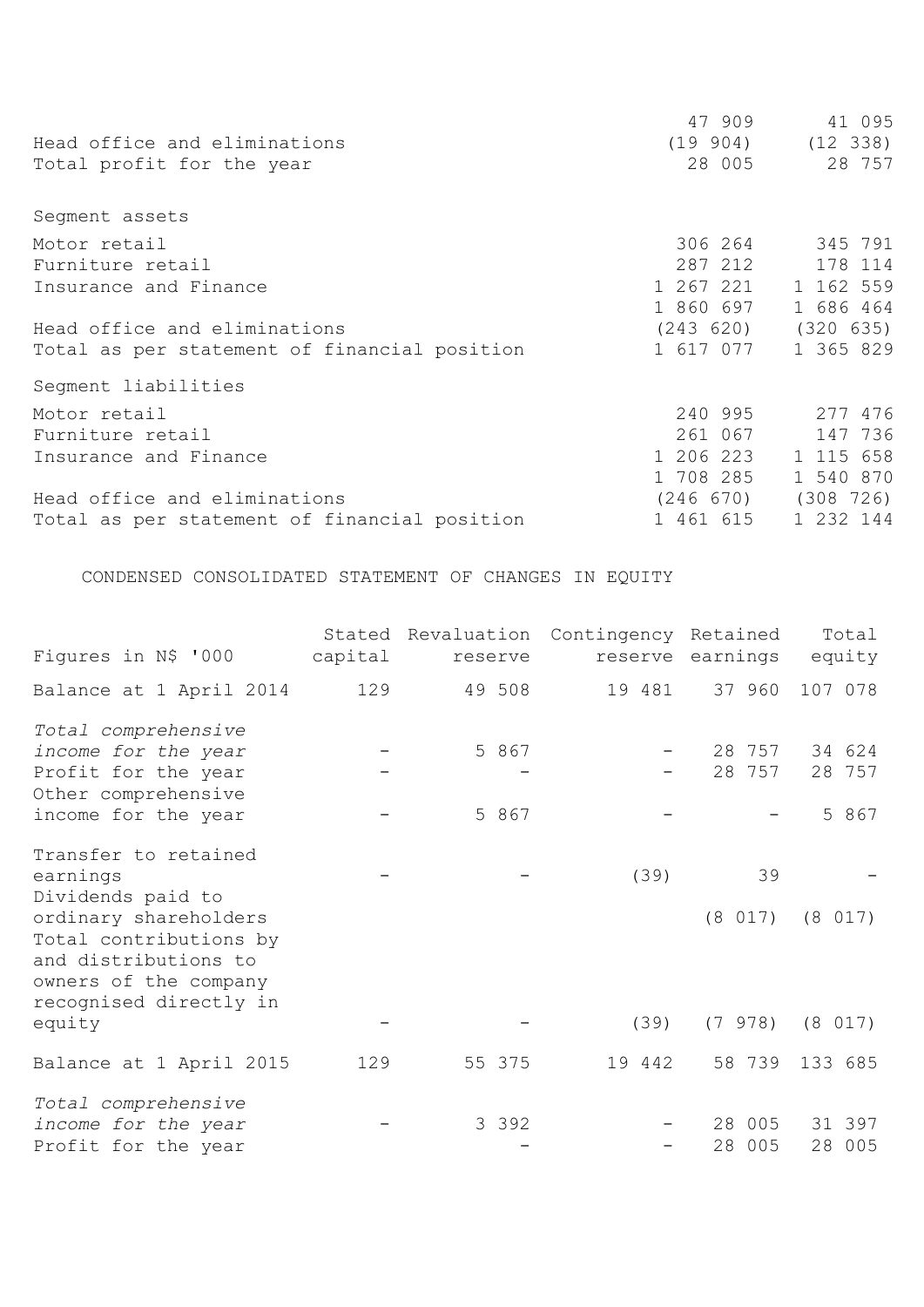| | | |
|---|---|---|
| | 47 909 | 41 095 |
| Head office and eliminations | (19 904) | (12 338) |
| Total profit for the year | 28 005 | 28 757 |
| | | |
| Segment assets | | |
| Motor retail | 306 264 | 345 791 |
| Furniture retail | 287 212 | 178 114 |
| Insurance and Finance | 1 267 221 | 1 162 559 |
| | 1 860 697 | 1 686 464 |
| Head office and eliminations | (243 620) | (320 635) |
| Total as per statement of financial position | 1 617 077 | 1 365 829 |
| | | |
| Segment liabilities | | |
| Motor retail | 240 995 | 277 476 |
| Furniture retail | 261 067 | 147 736 |
| Insurance and Finance | 1 206 223 | 1 115 658 |
| | 1 708 285 | 1 540 870 |
| Head office and eliminations | (246 670) | (308 726) |
| Total as per statement of financial position | 1 461 615 | 1 232 144 |

## CONDENSED CONSOLIDATED STATEMENT OF CHANGES IN EQUITY

| Figures in N$ '000 | Stated capital | Revaluation reserve | Contingency reserve | Retained earnings | Total equity |
|---|---|---|---|---|---|
| Balance at 1 April 2014 | 129 | 49 508 | 19 481 | 37 960 | 107 078 |
| *Total comprehensive income for the year* | - | 5 867 | - | 28 757 | 34 624 |
| Profit for the year | - | - | - | 28 757 | 28 757 |
| Other comprehensive income for the year | - | 5 867 | - | - | 5 867 |
| Transfer to retained earnings | - | - | (39) | 39 | - |
| Dividends paid to ordinary shareholders | | | | (8 017) | (8 017) |
| Total contributions by and distributions to owners of the company recognised directly in equity | - | - | (39) | (7 978) | (8 017) |
| Balance at 1 April 2015 | 129 | 55 375 | 19 442 | 58 739 | 133 685 |
| *Total comprehensive income for the year* | - | 3 392 | - | 28 005 | 31 397 |
| Profit for the year | | - | - | 28 005 | 28 005 |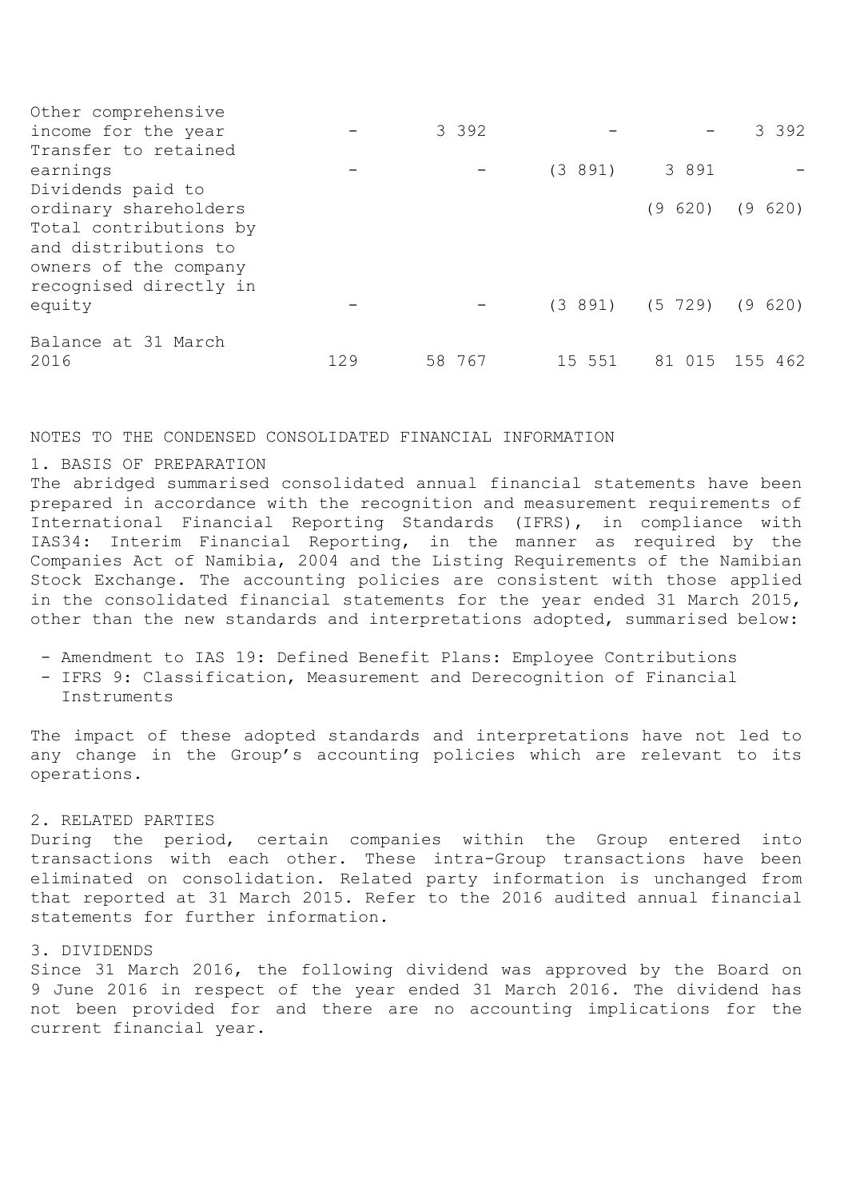| | | | | | |
|---|---|---|---|---|---|
| Other comprehensive income for the year | - | 3 392 | - | - | 3 392 |
| Transfer to retained earnings | - | - | (3 891) | 3 891 | - |
| Dividends paid to ordinary shareholders | | | | (9 620) | (9 620) |
| Total contributions by and distributions to owners of the company recognised directly in equity | - | - | (3 891) | (5 729) | (9 620) |
| Balance at 31 March 2016 | 129 | 58 767 | 15 551 | 81 015 | 155 462 |

NOTES TO THE CONDENSED CONSOLIDATED FINANCIAL INFORMATION

1. BASIS OF PREPARATION

The abridged summarised consolidated annual financial statements have been prepared in accordance with the recognition and measurement requirements of International Financial Reporting Standards (IFRS), in compliance with IAS34: Interim Financial Reporting, in the manner as required by the Companies Act of Namibia, 2004 and the Listing Requirements of the Namibian Stock Exchange. The accounting policies are consistent with those applied in the consolidated financial statements for the year ended 31 March 2015, other than the new standards and interpretations adopted, summarised below:

- Amendment to IAS 19: Defined Benefit Plans: Employee Contributions
- IFRS 9: Classification, Measurement and Derecognition of Financial Instruments

The impact of these adopted standards and interpretations have not led to any change in the Group's accounting policies which are relevant to its operations.

2. RELATED PARTIES

During the period, certain companies within the Group entered into transactions with each other. These intra-Group transactions have been eliminated on consolidation. Related party information is unchanged from that reported at 31 March 2015. Refer to the 2016 audited annual financial statements for further information.

3. DIVIDENDS

Since 31 March 2016, the following dividend was approved by the Board on 9 June 2016 in respect of the year ended 31 March 2016. The dividend has not been provided for and there are no accounting implications for the current financial year.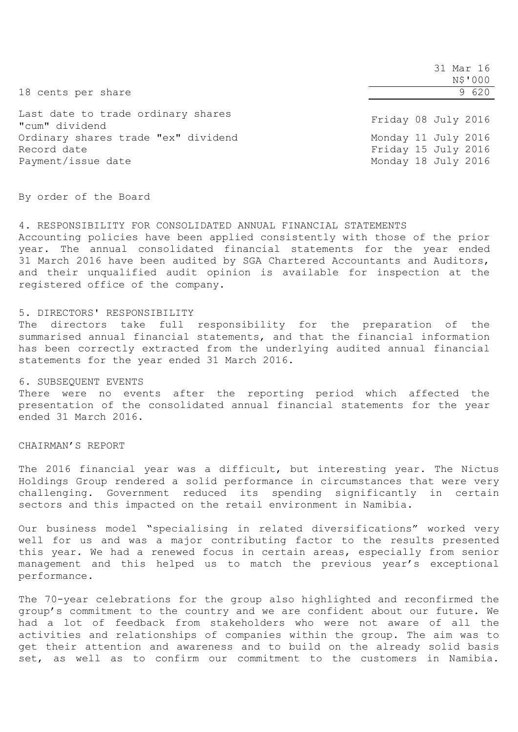| | 31 Mar 16 N$'000 |
|---|---|
| 18 cents per share | 9 620 |

| | |
|---|---|
| Last date to trade ordinary shares "cum" dividend | Friday 08 July 2016 |
| Ordinary shares trade "ex" dividend | Monday 11 July 2016 |
| Record date | Friday 15 July 2016 |
| Payment/issue date | Monday 18 July 2016 |

By order of the Board

4. RESPONSIBILITY FOR CONSOLIDATED ANNUAL FINANCIAL STATEMENTS

Accounting policies have been applied consistently with those of the prior year. The annual consolidated financial statements for the year ended 31 March 2016 have been audited by SGA Chartered Accountants and Auditors, and their unqualified audit opinion is available for inspection at the registered office of the company.

5. DIRECTORS' RESPONSIBILITY

The directors take full responsibility for the preparation of the summarised annual financial statements, and that the financial information has been correctly extracted from the underlying audited annual financial statements for the year ended 31 March 2016.

6. SUBSEQUENT EVENTS

There were no events after the reporting period which affected the presentation of the consolidated annual financial statements for the year ended 31 March 2016.

CHAIRMAN'S REPORT

The 2016 financial year was a difficult, but interesting year. The Nictus Holdings Group rendered a solid performance in circumstances that were very challenging. Government reduced its spending significantly in certain sectors and this impacted on the retail environment in Namibia.

Our business model "specialising in related diversifications" worked very well for us and was a major contributing factor to the results presented this year. We had a renewed focus in certain areas, especially from senior management and this helped us to match the previous year's exceptional performance.

The 70-year celebrations for the group also highlighted and reconfirmed the group's commitment to the country and we are confident about our future. We had a lot of feedback from stakeholders who were not aware of all the activities and relationships of companies within the group. The aim was to get their attention and awareness and to build on the already solid basis set, as well as to confirm our commitment to the customers in Namibia.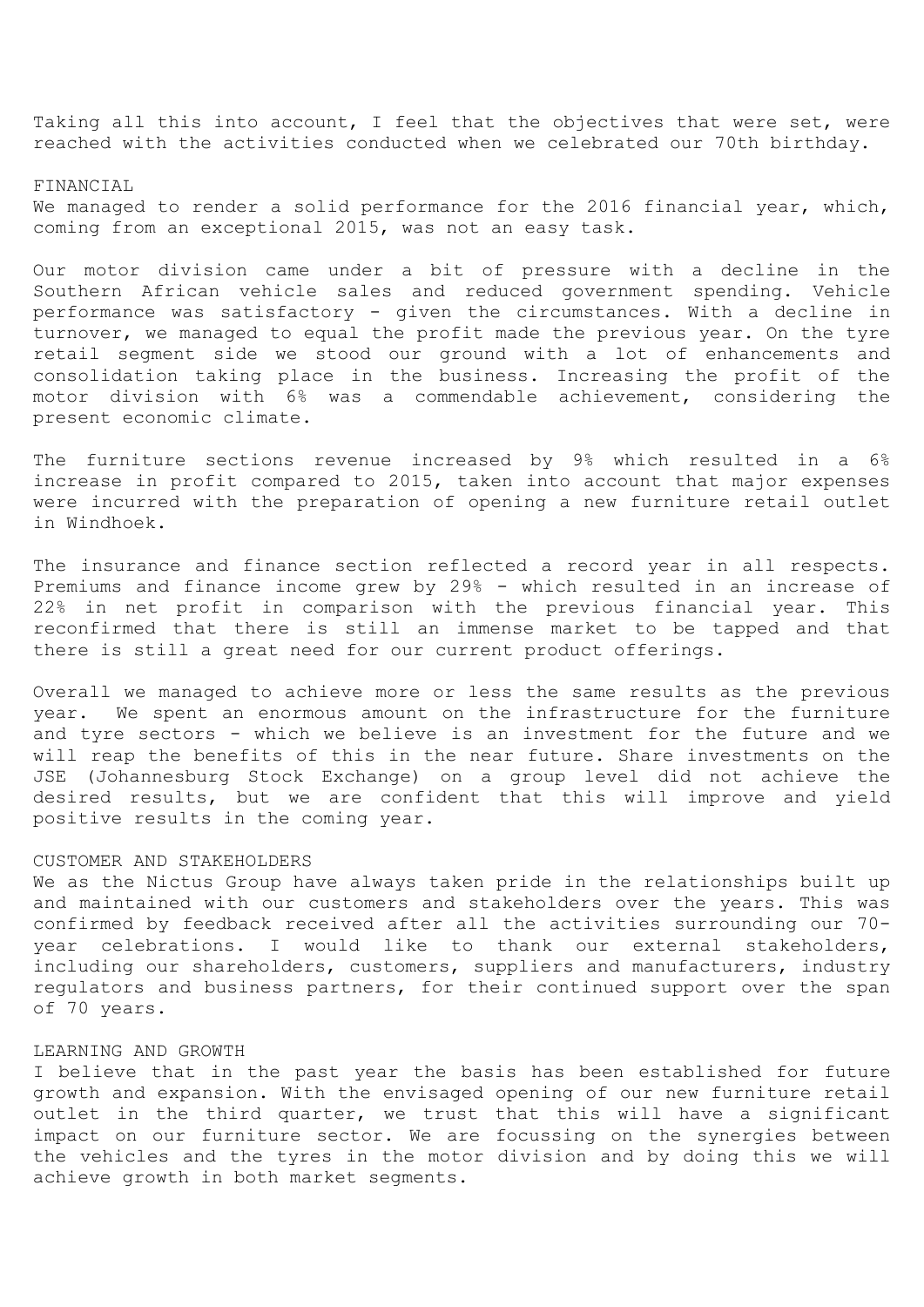Taking all this into account, I feel that the objectives that were set, were reached with the activities conducted when we celebrated our 70th birthday.

## FINANCIAL

We managed to render a solid performance for the 2016 financial year, which, coming from an exceptional 2015, was not an easy task.

Our motor division came under a bit of pressure with a decline in the Southern African vehicle sales and reduced government spending. Vehicle performance was satisfactory - given the circumstances. With a decline in turnover, we managed to equal the profit made the previous year. On the tyre retail segment side we stood our ground with a lot of enhancements and consolidation taking place in the business. Increasing the profit of the motor division with 6% was a commendable achievement, considering the present economic climate.

The furniture sections revenue increased by 9% which resulted in a 6% increase in profit compared to 2015, taken into account that major expenses were incurred with the preparation of opening a new furniture retail outlet in Windhoek.

The insurance and finance section reflected a record year in all respects. Premiums and finance income grew by 29% - which resulted in an increase of 22% in net profit in comparison with the previous financial year. This reconfirmed that there is still an immense market to be tapped and that there is still a great need for our current product offerings.

Overall we managed to achieve more or less the same results as the previous year. We spent an enormous amount on the infrastructure for the furniture and tyre sectors - which we believe is an investment for the future and we will reap the benefits of this in the near future. Share investments on the JSE (Johannesburg Stock Exchange) on a group level did not achieve the desired results, but we are confident that this will improve and yield positive results in the coming year.

## CUSTOMER AND STAKEHOLDERS

We as the Nictus Group have always taken pride in the relationships built up and maintained with our customers and stakeholders over the years. This was confirmed by feedback received after all the activities surrounding our 70-year celebrations. I would like to thank our external stakeholders, including our shareholders, customers, suppliers and manufacturers, industry regulators and business partners, for their continued support over the span of 70 years.

## LEARNING AND GROWTH

I believe that in the past year the basis has been established for future growth and expansion. With the envisaged opening of our new furniture retail outlet in the third quarter, we trust that this will have a significant impact on our furniture sector. We are focussing on the synergies between the vehicles and the tyres in the motor division and by doing this we will achieve growth in both market segments.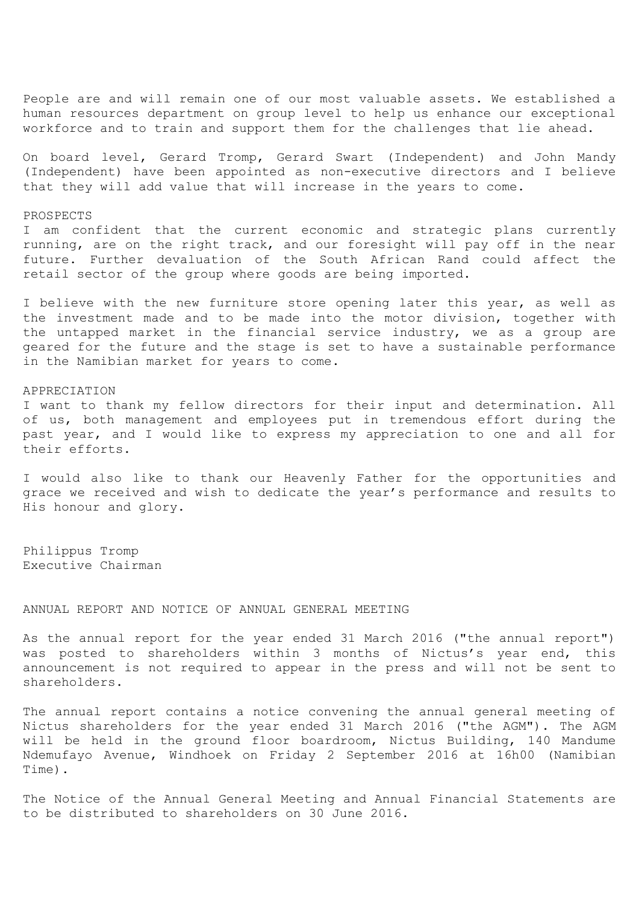People are and will remain one of our most valuable assets. We established a human resources department on group level to help us enhance our exceptional workforce and to train and support them for the challenges that lie ahead.

On board level, Gerard Tromp, Gerard Swart (Independent) and John Mandy (Independent) have been appointed as non-executive directors and I believe that they will add value that will increase in the years to come.

## PROSPECTS

I am confident that the current economic and strategic plans currently running, are on the right track, and our foresight will pay off in the near future. Further devaluation of the South African Rand could affect the retail sector of the group where goods are being imported.

I believe with the new furniture store opening later this year, as well as the investment made and to be made into the motor division, together with the untapped market in the financial service industry, we as a group are geared for the future and the stage is set to have a sustainable performance in the Namibian market for years to come.

## APPRECIATION

I want to thank my fellow directors for their input and determination. All of us, both management and employees put in tremendous effort during the past year, and I would like to express my appreciation to one and all for their efforts.

I would also like to thank our Heavenly Father for the opportunities and grace we received and wish to dedicate the year's performance and results to His honour and glory.

Philippus Tromp
Executive Chairman

## ANNUAL REPORT AND NOTICE OF ANNUAL GENERAL MEETING

As the annual report for the year ended 31 March 2016 ("the annual report") was posted to shareholders within 3 months of Nictus's year end, this announcement is not required to appear in the press and will not be sent to shareholders.

The annual report contains a notice convening the annual general meeting of Nictus shareholders for the year ended 31 March 2016 ("the AGM"). The AGM will be held in the ground floor boardroom, Nictus Building, 140 Mandume Ndemufayo Avenue, Windhoek on Friday 2 September 2016 at 16h00 (Namibian Time).

The Notice of the Annual General Meeting and Annual Financial Statements are to be distributed to shareholders on 30 June 2016.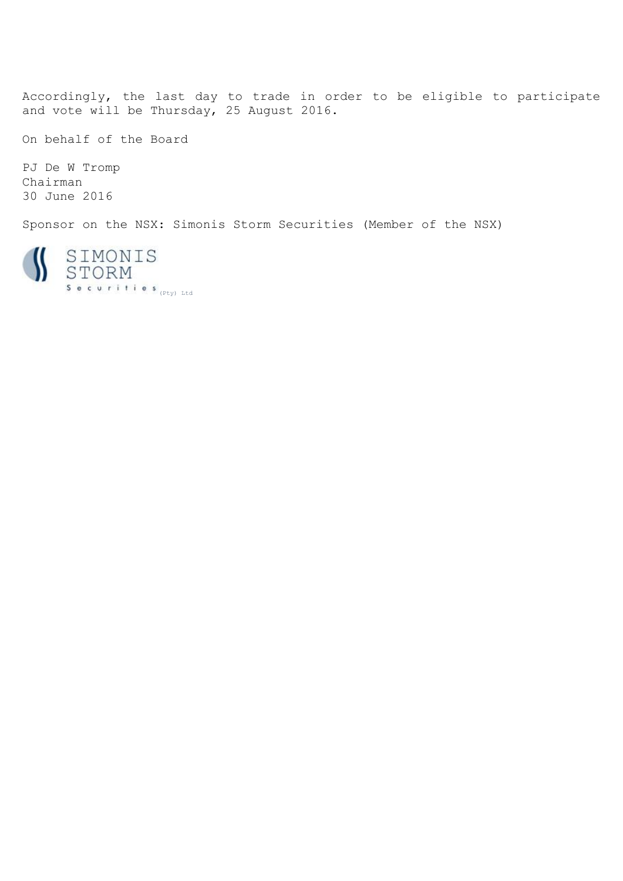Accordingly, the last day to trade in order to be eligible to participate and vote will be Thursday, 25 August 2016.

On behalf of the Board

PJ De W Tromp
Chairman
30 June 2016

Sponsor on the NSX: Simonis Storm Securities (Member of the NSX)

SIMONIS STORM Securities (Pty) Ltd